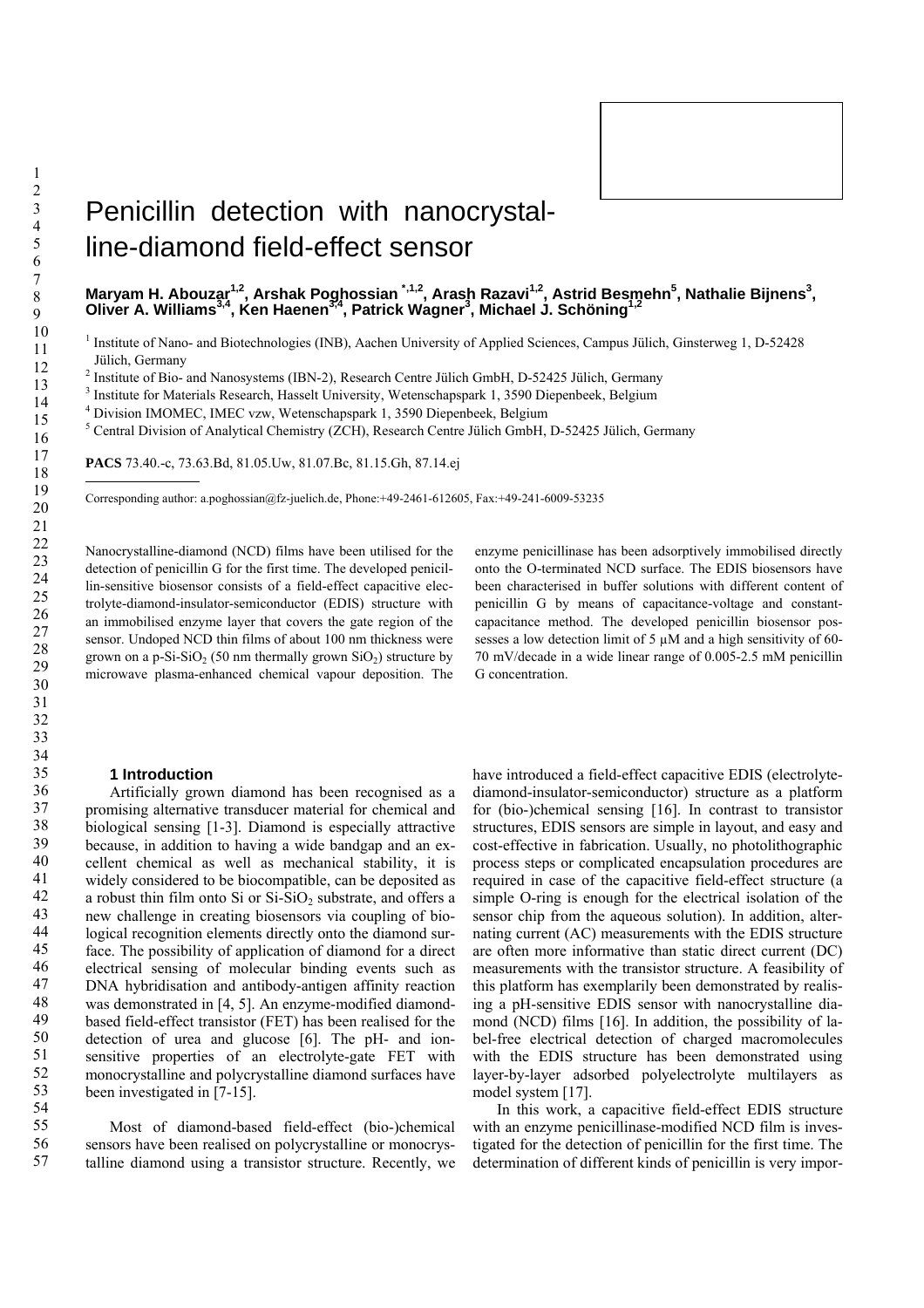# Penicillin detection with nanocrystalline-diamond field-effect sensor

**Maryam H. Abouzar[1,2], Arshak Poghossian [*,1,2], Arash Razavi[1,2], Astrid Besmehn[5], Nathalie Bijnens[3], Oliver A. Williams[3,4], Ken Haenen[3,4], Patrick Wagner[3], Michael J. Schöning[1,2]**

[1] Institute of Nano- and Biotechnologies (INB), Aachen University of Applied Sciences, Campus Jülich, Ginsterweg 1, D-52428 Jülich, Germany
[2] Institute of Bio- and Nanosystems (IBN-2), Research Centre Jülich GmbH, D-52425 Jülich, Germany
[3] Institute for Materials Research, Hasselt University, Wetenschapspark 1, 3590 Diepenbeek, Belgium
[4] Division IMOMEC, IMEC vzw, Wetenschapspark 1, 3590 Diepenbeek, Belgium
[5] Central Division of Analytical Chemistry (ZCH), Research Centre Jülich GmbH, D-52425 Jülich, Germany

**PACS** 73.40.-c, 73.63.Bd, 81.05.Uw, 81.07.Bc, 81.15.Gh, 87.14.ej

Corresponding author: a.poghossian@fz-juelich.de, Phone:+49-2461-612605, Fax:+49-241-6009-53235

Nanocrystalline-diamond (NCD) films have been utilised for the detection of penicillin G for the first time. The developed penicillin-sensitive biosensor consists of a field-effect capacitive electrolyte-diamond-insulator-semiconductor (EDIS) structure with an immobilised enzyme layer that covers the gate region of the sensor. Undoped NCD thin films of about 100 nm thickness were grown on a p-Si-$SiO_2$ (50 nm thermally grown $SiO_2$) structure by microwave plasma-enhanced chemical vapour deposition. The enzyme penicillinase has been adsorptively immobilised directly onto the O-terminated NCD surface. The EDIS biosensors have been characterised in buffer solutions with different content of penicillin G by means of capacitance-voltage and constant-capacitance method. The developed penicillin biosensor possesses a low detection limit of 5 µM and a high sensitivity of 60-70 mV/decade in a wide linear range of 0.005-2.5 mM penicillin G concentration.

### 1 Introduction

Artificially grown diamond has been recognised as a promising alternative transducer material for chemical and biological sensing [1-3]. Diamond is especially attractive because, in addition to having a wide bandgap and an excellent chemical as well as mechanical stability, it is widely considered to be biocompatible, can be deposited as a robust thin film onto Si or Si-$SiO_2$ substrate, and offers a new challenge in creating biosensors via coupling of biological recognition elements directly onto the diamond surface. The possibility of application of diamond for a direct electrical sensing of molecular binding events such as DNA hybridisation and antibody-antigen affinity reaction was demonstrated in [4, 5]. An enzyme-modified diamond-based field-effect transistor (FET) has been realised for the detection of urea and glucose [6]. The pH- and ion-sensitive properties of an electrolyte-gate FET with monocrystalline and polycrystalline diamond surfaces have been investigated in [7-15].

Most of diamond-based field-effect (bio-)chemical sensors have been realised on polycrystalline or monocrystalline diamond using a transistor structure. Recently, we have introduced a field-effect capacitive EDIS (electrolyte-diamond-insulator-semiconductor) structure as a platform for (bio-)chemical sensing [16]. In contrast to transistor structures, EDIS sensors are simple in layout, and easy and cost-effective in fabrication. Usually, no photolithographic process steps or complicated encapsulation procedures are required in case of the capacitive field-effect structure (a simple O-ring is enough for the electrical isolation of the sensor chip from the aqueous solution). In addition, alternating current (AC) measurements with the EDIS structure are often more informative than static direct current (DC) measurements with the transistor structure. A feasibility of this platform has exemplarily been demonstrated by realising a pH-sensitive EDIS sensor with nanocrystalline diamond (NCD) films [16]. In addition, the possibility of label-free electrical detection of charged macromolecules with the EDIS structure has been demonstrated using layer-by-layer adsorbed polyelectrolyte multilayers as model system [17].

In this work, a capacitive field-effect EDIS structure with an enzyme penicillinase-modified NCD film is investigated for the detection of penicillin for the first time. The determination of different kinds of penicillin is very impor-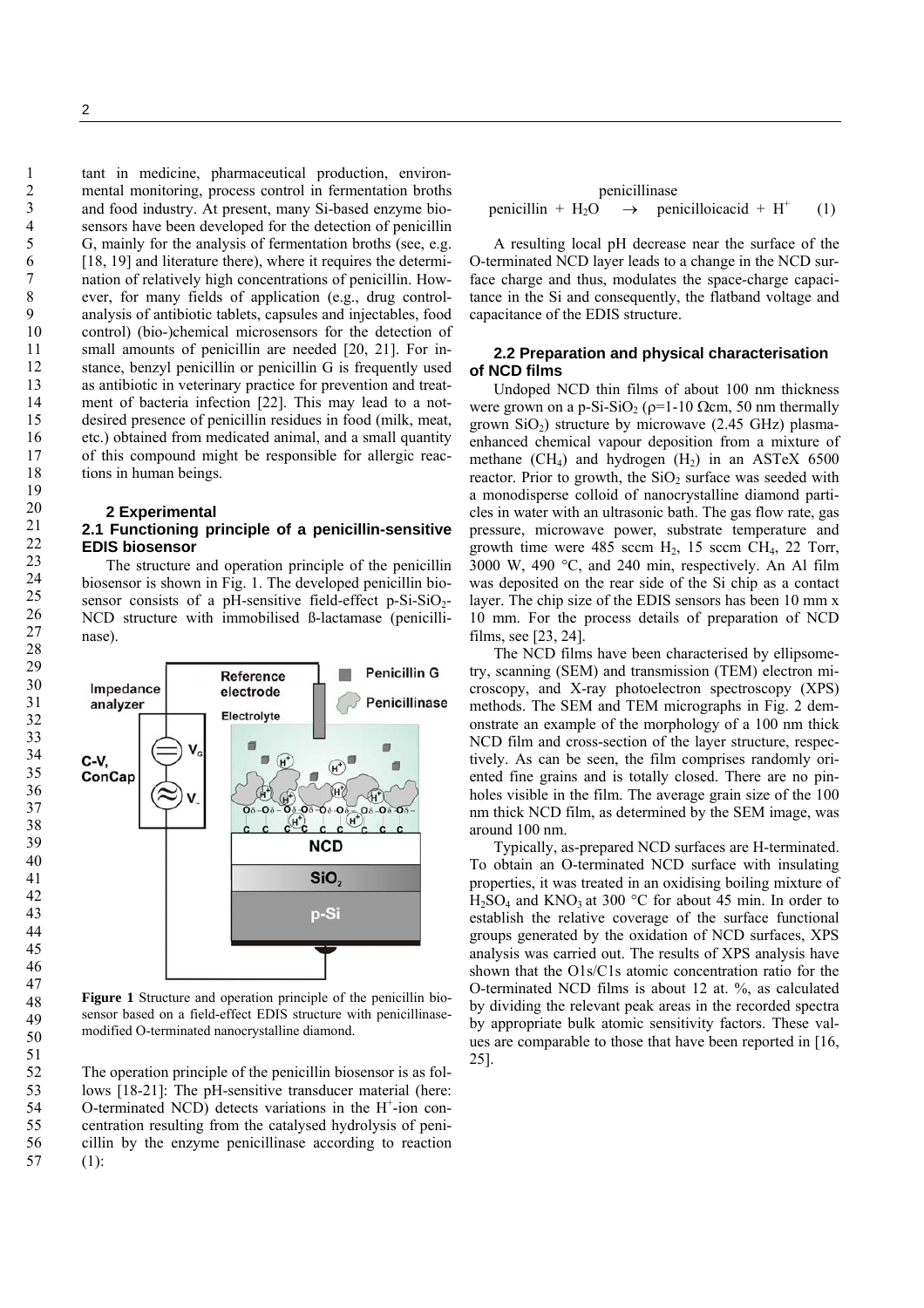tant in medicine, pharmaceutical production, environmental monitoring, process control in fermentation broths and food industry. At present, many Si-based enzyme biosensors have been developed for the detection of penicillin G, mainly for the analysis of fermentation broths (see, e.g. [18, 19] and literature there), where it requires the determination of relatively high concentrations of penicillin. However, for many fields of application (e.g., drug control-analysis of antibiotic tablets, capsules and injectables, food control) (bio-)chemical microsensors for the detection of small amounts of penicillin are needed [20, 21]. For instance, benzyl penicillin or penicillin G is frequently used as antibiotic in veterinary practice for prevention and treatment of bacteria infection [22]. This may lead to a not-desired presence of penicillin residues in food (milk, meat, etc.) obtained from medicated animal, and a small quantity of this compound might be responsible for allergic reactions in human beings.

## 2 Experimental

### 2.1 Functioning principle of a penicillin-sensitive EDIS biosensor

The structure and operation principle of the penicillin biosensor is shown in Fig. 1. The developed penicillin biosensor consists of a pH-sensitive field-effect p-Si-$SiO_2$-NCD structure with immobilised ß-lactamase (penicillinase).

**Figure 1** Structure and operation principle of the penicillin biosensor based on a field-effect EDIS structure with penicillinase-modified O-terminated nanocrystalline diamond.

The operation principle of the penicillin biosensor is as follows [18-21]: The pH-sensitive transducer material (here: O-terminated NCD) detects variations in the $H^+$-ion concentration resulting from the catalysed hydrolysis of penicillin by the enzyme penicillinase according to reaction (1):

$$\text{penicillin} + H_2O \xrightarrow{\text{penicillinase}} \text{penicilloicacid} + H^+ \qquad (1)$$

A resulting local pH decrease near the surface of the O-terminated NCD layer leads to a change in the NCD surface charge and thus, modulates the space-charge capacitance in the Si and consequently, the flatband voltage and capacitance of the EDIS structure.

### 2.2 Preparation and physical characterisation of NCD films

Undoped NCD thin films of about 100 nm thickness were grown on a p-Si-$SiO_2$ ($\rho$=1-10 $\Omega$cm, 50 nm thermally grown $SiO_2$) structure by microwave (2.45 GHz) plasma-enhanced chemical vapour deposition from a mixture of methane ($CH_4$) and hydrogen ($H_2$) in an ASTeX 6500 reactor. Prior to growth, the $SiO_2$ surface was seeded with a monodisperse colloid of nanocrystalline diamond particles in water with an ultrasonic bath. The gas flow rate, gas pressure, microwave power, substrate temperature and growth time were 485 sccm $H_2$, 15 sccm $CH_4$, 22 Torr, 3000 W, 490 °C, and 240 min, respectively. An Al film was deposited on the rear side of the Si chip as a contact layer. The chip size of the EDIS sensors has been 10 mm x 10 mm. For the process details of preparation of NCD films, see [23, 24].

The NCD films have been characterised by ellipsometry, scanning (SEM) and transmission (TEM) electron microscopy, and X-ray photoelectron spectroscopy (XPS) methods. The SEM and TEM micrographs in Fig. 2 demonstrate an example of the morphology of a 100 nm thick NCD film and cross-section of the layer structure, respectively. As can be seen, the film comprises randomly oriented fine grains and is totally closed. There are no pinholes visible in the film. The average grain size of the 100 nm thick NCD film, as determined by the SEM image, was around 100 nm.

Typically, as-prepared NCD surfaces are H-terminated. To obtain an O-terminated NCD surface with insulating properties, it was treated in an oxidising boiling mixture of $H_2SO_4$ and $KNO_3$ at 300 °C for about 45 min. In order to establish the relative coverage of the surface functional groups generated by the oxidation of NCD surfaces, XPS analysis was carried out. The results of XPS analysis have shown that the O1s/C1s atomic concentration ratio for the O-terminated NCD films is about 12 at. %, as calculated by dividing the relevant peak areas in the recorded spectra by appropriate bulk atomic sensitivity factors. These values are comparable to those that have been reported in [16, 25].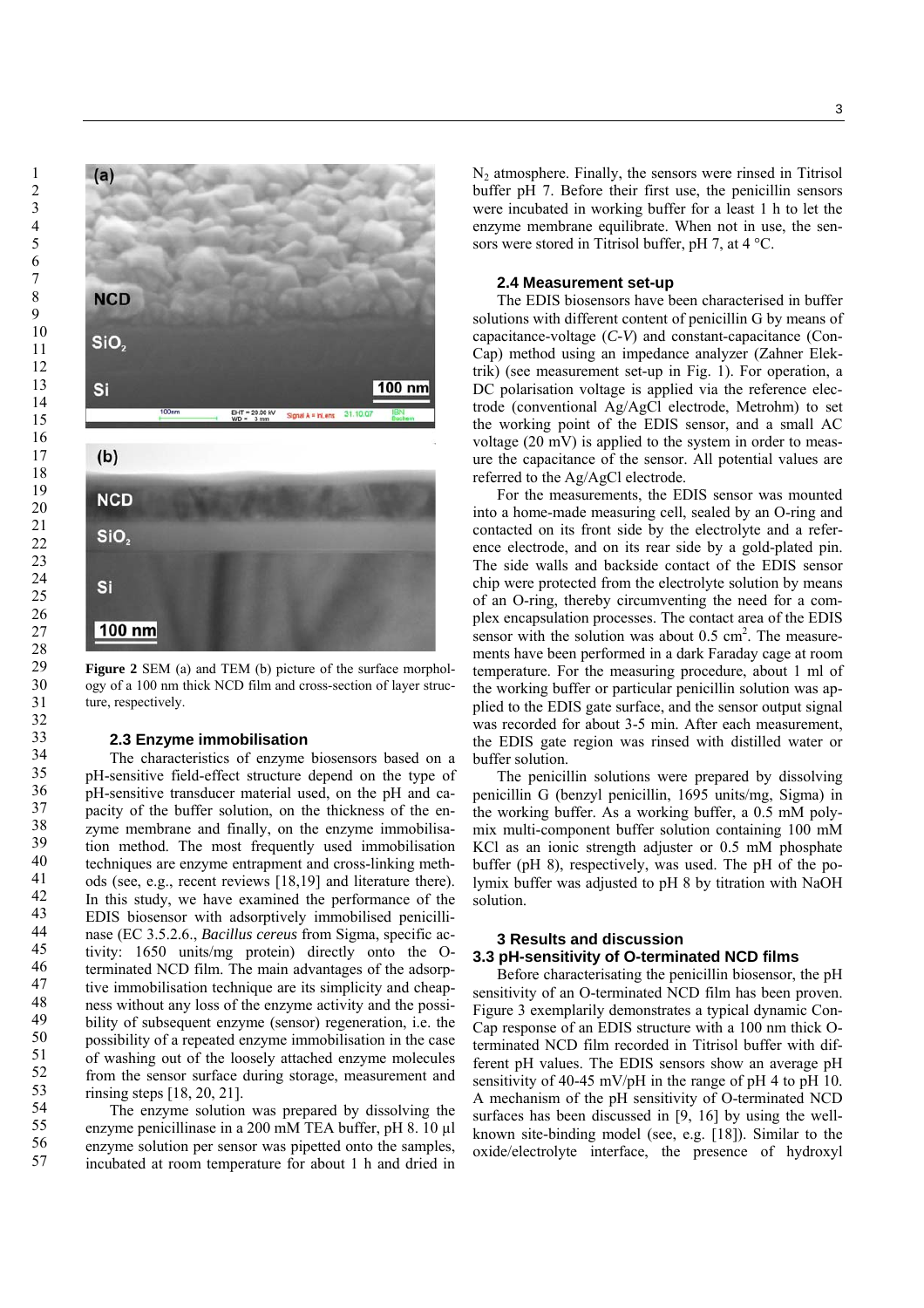**Figure 2** SEM (a) and TEM (b) picture of the surface morphology of a 100 nm thick NCD film and cross-section of layer structure, respectively.

### 2.3 Enzyme immobilisation

The characteristics of enzyme biosensors based on a pH-sensitive field-effect structure depend on the type of pH-sensitive transducer material used, on the pH and capacity of the buffer solution, on the thickness of the enzyme membrane and finally, on the enzyme immobilisation method. The most frequently used immobilisation techniques are enzyme entrapment and cross-linking methods (see, e.g., recent reviews [18,19] and literature there). In this study, we have examined the performance of the EDIS biosensor with adsorptively immobilised penicillinase (EC 3.5.2.6., *Bacillus cereus* from Sigma, specific activity: 1650 units/mg protein) directly onto the O-terminated NCD film. The main advantages of the adsorptive immobilisation technique are its simplicity and cheapness without any loss of the enzyme activity and the possibility of subsequent enzyme (sensor) regeneration, i.e. the possibility of a repeated enzyme immobilisation in the case of washing out of the loosely attached enzyme molecules from the sensor surface during storage, measurement and rinsing steps [18, 20, 21].

The enzyme solution was prepared by dissolving the enzyme penicillinase in a 200 mM TEA buffer, pH 8. 10 µl enzyme solution per sensor was pipetted onto the samples, incubated at room temperature for about 1 h and dried in $N_2$ atmosphere. Finally, the sensors were rinsed in Titrisol buffer pH 7. Before their first use, the penicillin sensors were incubated in working buffer for a least 1 h to let the enzyme membrane equilibrate. When not in use, the sensors were stored in Titrisol buffer, pH 7, at 4 °C.

### 2.4 Measurement set-up

The EDIS biosensors have been characterised in buffer solutions with different content of penicillin G by means of capacitance-voltage (*C-V*) and constant-capacitance (ConCap) method using an impedance analyzer (Zahner Elektrik) (see measurement set-up in Fig. 1). For operation, a DC polarisation voltage is applied via the reference electrode (conventional Ag/AgCl electrode, Metrohm) to set the working point of the EDIS sensor, and a small AC voltage (20 mV) is applied to the system in order to measure the capacitance of the sensor. All potential values are referred to the Ag/AgCl electrode.

For the measurements, the EDIS sensor was mounted into a home-made measuring cell, sealed by an O-ring and contacted on its front side by the electrolyte and a reference electrode, and on its rear side by a gold-plated pin. The side walls and backside contact of the EDIS sensor chip were protected from the electrolyte solution by means of an O-ring, thereby circumventing the need for a complex encapsulation processes. The contact area of the EDIS sensor with the solution was about 0.5 $cm^2$. The measurements have been performed in a dark Faraday cage at room temperature. For the measuring procedure, about 1 ml of the working buffer or particular penicillin solution was applied to the EDIS gate surface, and the sensor output signal was recorded for about 3-5 min. After each measurement, the EDIS gate region was rinsed with distilled water or buffer solution.

The penicillin solutions were prepared by dissolving penicillin G (benzyl penicillin, 1695 units/mg, Sigma) in the working buffer. As a working buffer, a 0.5 mM polymix multi-component buffer solution containing 100 mM KCl as an ionic strength adjuster or 0.5 mM phosphate buffer (pH 8), respectively, was used. The pH of the polymix buffer was adjusted to pH 8 by titration with NaOH solution.

## 3 Results and discussion

### 3.3 pH-sensitivity of O-terminated NCD films

Before characterising the penicillin biosensor, the pH sensitivity of an O-terminated NCD film has been proven. Figure 3 exemplarily demonstrates a typical dynamic ConCap response of an EDIS structure with a 100 nm thick O-terminated NCD film recorded in Titrisol buffer with different pH values. The EDIS sensors show an average pH sensitivity of 40-45 mV/pH in the range of pH 4 to pH 10. A mechanism of the pH sensitivity of O-terminated NCD surfaces has been discussed in [9, 16] by using the well-known site-binding model (see, e.g. [18]). Similar to the oxide/electrolyte interface, the presence of hydroxyl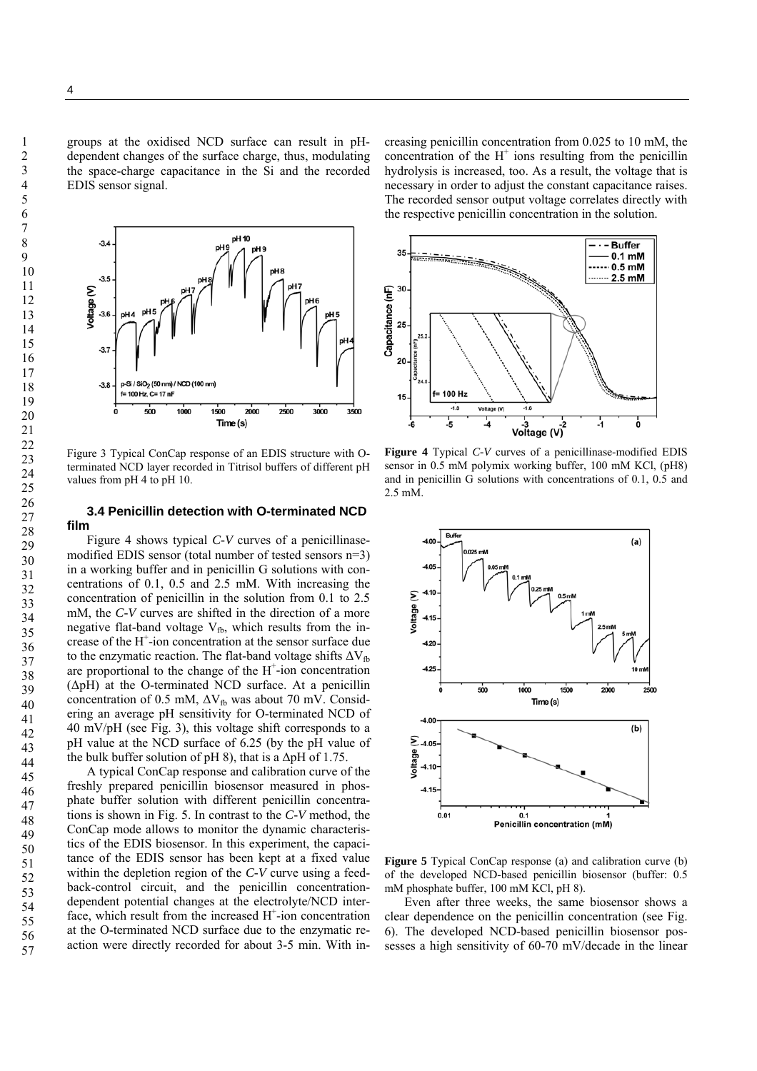groups at the oxidised NCD surface can result in pH-dependent changes of the surface charge, thus, modulating the space-charge capacitance in the Si and the recorded EDIS sensor signal.

Figure 3 Typical ConCap response of an EDIS structure with O-terminated NCD layer recorded in Titrisol buffers of different pH values from pH 4 to pH 10.

### 3.4 Penicillin detection with O-terminated NCD film

Figure 4 shows typical *C-V* curves of a penicillinase-modified EDIS sensor (total number of tested sensors n=3) in a working buffer and in penicillin G solutions with concentrations of 0.1, 0.5 and 2.5 mM. With increasing the concentration of penicillin in the solution from 0.1 to 2.5 mM, the *C-V* curves are shifted in the direction of a more negative flat-band voltage $V_{fb}$, which results from the increase of the $H^+$-ion concentration at the sensor surface due to the enzymatic reaction. The flat-band voltage shifts $\Delta V_{fb}$ are proportional to the change of the $H^+$-ion concentration ($\Delta$pH) at the O-terminated NCD surface. At a penicillin concentration of 0.5 mM, $\Delta V_{fb}$ was about 70 mV. Considering an average pH sensitivity for O-terminated NCD of 40 mV/pH (see Fig. 3), this voltage shift corresponds to a pH value at the NCD surface of 6.25 (by the pH value of the bulk buffer solution of pH 8), that is a $\Delta$pH of 1.75.

A typical ConCap response and calibration curve of the freshly prepared penicillin biosensor measured in phosphate buffer solution with different penicillin concentrations is shown in Fig. 5. In contrast to the *C-V* method, the ConCap mode allows to monitor the dynamic characteristics of the EDIS biosensor. In this experiment, the capacitance of the EDIS sensor has been kept at a fixed value within the depletion region of the *C-V* curve using a feedback-control circuit, and the penicillin concentration-dependent potential changes at the electrolyte/NCD interface, which result from the increased $H^+$-ion concentration at the O-terminated NCD surface due to the enzymatic reaction were directly recorded for about 3-5 min. With increasing penicillin concentration from 0.025 to 10 mM, the concentration of the $H^+$ ions resulting from the penicillin hydrolysis is increased, too. As a result, the voltage that is necessary in order to adjust the constant capacitance raises. The recorded sensor output voltage correlates directly with the respective penicillin concentration in the solution.

**Figure 4** Typical *C-V* curves of a penicillinase-modified EDIS sensor in 0.5 mM polymix working buffer, 100 mM KCl, (pH8) and in penicillin G solutions with concentrations of 0.1, 0.5 and 2.5 mM.

**Figure 5** Typical ConCap response (a) and calibration curve (b) of the developed NCD-based penicillin biosensor (buffer: 0.5 mM phosphate buffer, 100 mM KCl, pH 8).

Even after three weeks, the same biosensor shows a clear dependence on the penicillin concentration (see Fig. 6). The developed NCD-based penicillin biosensor possesses a high sensitivity of 60-70 mV/decade in the linear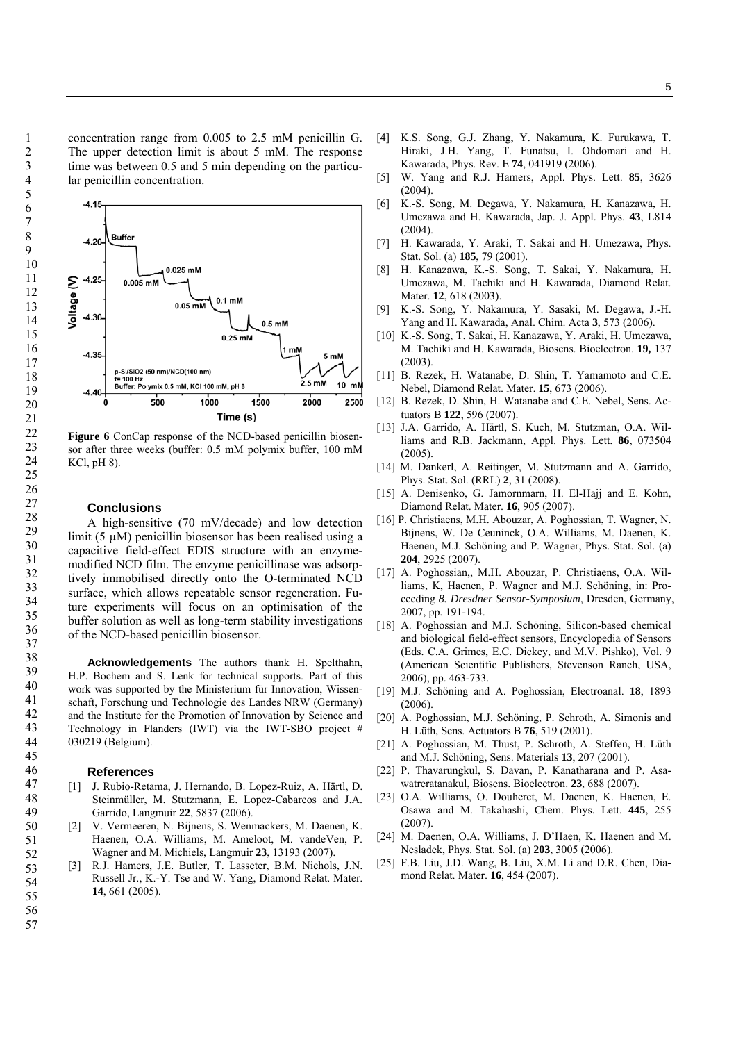concentration range from 0.005 to 2.5 mM penicillin G. The upper detection limit is about 5 mM. The response time was between 0.5 and 5 min depending on the particular penicillin concentration.

-4.15
-4.20
-4.25
-4.30
-4.35
-4.40
Voltage (V)
0
500
1000
1500
2000
2500
Time (s)
Buffer
0.005 mM
0.025 mM
0.05 mM
0.1 mM
0.25 mM
0.5 mM
1 mM
2.5 mM
5 mM
10 mM
p-Si/SiO2 (50 nm)/NCD(100 nm)
f= 100 Hz
Buffer: Polymix 0.5 mM, KCl 100 mM, pH 8

**Figure 6** ConCap response of the NCD-based penicillin biosensor after three weeks (buffer: 0.5 mM polymix buffer, 100 mM KCl, pH 8).

## Conclusions

A high-sensitive (70 mV/decade) and low detection limit (5 µM) penicillin biosensor has been realised using a capacitive field-effect EDIS structure with an enzyme-modified NCD film. The enzyme penicillinase was adsorptively immobilised directly onto the O-terminated NCD surface, which allows repeatable sensor regeneration. Future experiments will focus on an optimisation of the buffer solution as well as long-term stability investigations of the NCD-based penicillin biosensor.

**Acknowledgements** The authors thank H. Spelthahn, H.P. Bochem and S. Lenk for technical supports. Part of this work was supported by the Ministerium für Innovation, Wissenschaft, Forschung und Technologie des Landes NRW (Germany) and the Institute for the Promotion of Innovation by Science and Technology in Flanders (IWT) via the IWT-SBO project # 030219 (Belgium).

## References

[1] J. Rubio-Retama, J. Hernando, B. Lopez-Ruiz, A. Härtl, D. Steinmüller, M. Stutzmann, E. Lopez-Cabarcos and J.A. Garrido, Langmuir **22**, 5837 (2006).

[2] V. Vermeeren, N. Bijnens, S. Wenmackers, M. Daenen, K. Haenen, O.A. Williams, M. Ameloot, M. vandeVen, P. Wagner and M. Michiels, Langmuir **23**, 13193 (2007).

[3] R.J. Hamers, J.E. Butler, T. Lasseter, B.M. Nichols, J.N. Russell Jr., K.-Y. Tse and W. Yang, Diamond Relat. Mater. **14**, 661 (2005).

[4] K.S. Song, G.J. Zhang, Y. Nakamura, K. Furukawa, T. Hiraki, J.H. Yang, T. Funatsu, I. Ohdomari and H. Kawarada, Phys. Rev. E **74**, 041919 (2006).

[5] W. Yang and R.J. Hamers, Appl. Phys. Lett. **85**, 3626 (2004).

[6] K.-S. Song, M. Degawa, Y. Nakamura, H. Kanazawa, H. Umezawa and H. Kawarada, Jap. J. Appl. Phys. **43**, L814 (2004).

[7] H. Kawarada, Y. Araki, T. Sakai and H. Umezawa, Phys. Stat. Sol. (a) **185**, 79 (2001).

[8] H. Kanazawa, K.-S. Song, T. Sakai, Y. Nakamura, H. Umezawa, M. Tachiki and H. Kawarada, Diamond Relat. Mater. **12**, 618 (2003).

[9] K.-S. Song, Y. Nakamura, Y. Sasaki, M. Degawa, J.-H. Yang and H. Kawarada, Anal. Chim. Acta **3**, 573 (2006).

[10] K.-S. Song, T. Sakai, H. Kanazawa, Y. Araki, H. Umezawa, M. Tachiki and H. Kawarada, Biosens. Bioelectron. **19,** 137 (2003).

[11] B. Rezek, H. Watanabe, D. Shin, T. Yamamoto and C.E. Nebel, Diamond Relat. Mater. **15**, 673 (2006).

[12] B. Rezek, D. Shin, H. Watanabe and C.E. Nebel, Sens. Actuators B **122**, 596 (2007).

[13] J.A. Garrido, A. Härtl, S. Kuch, M. Stutzman, O.A. Williams and R.B. Jackmann, Appl. Phys. Lett. **86**, 073504 (2005).

[14] M. Dankerl, A. Reitinger, M. Stutzmann and A. Garrido, Phys. Stat. Sol. (RRL) **2**, 31 (2008).

[15] A. Denisenko, G. Jamornmarn, H. El-Hajj and E. Kohn, Diamond Relat. Mater. **16**, 905 (2007).

[16] P. Christiaens, M.H. Abouzar, A. Poghossian, T. Wagner, N. Bijnens, W. De Ceuninck, O.A. Williams, M. Daenen, K. Haenen, M.J. Schöning and P. Wagner, Phys. Stat. Sol. (a) **204**, 2925 (2007).

[17] A. Poghossian,, M.H. Abouzar, P. Christiaens, O.A. Williams, K, Haenen, P. Wagner and M.J. Schöning, in: Proceeding *8. Dresdner Sensor-Symposium*, Dresden, Germany, 2007, pp. 191-194.

[18] A. Poghossian and M.J. Schöning, Silicon-based chemical and biological field-effect sensors, Encyclopedia of Sensors (Eds. C.A. Grimes, E.C. Dickey, and M.V. Pishko), Vol. 9 (American Scientific Publishers, Stevenson Ranch, USA, 2006), pp. 463-733.

[19] M.J. Schöning and A. Poghossian, Electroanal. **18**, 1893 (2006).

[20] A. Poghossian, M.J. Schöning, P. Schroth, A. Simonis and H. Lüth, Sens. Actuators B **76**, 519 (2001).

[21] A. Poghossian, M. Thust, P. Schroth, A. Steffen, H. Lüth and M.J. Schöning, Sens. Materials **13**, 207 (2001).

[22] P. Thavarungkul, S. Davan, P. Kanatharana and P. Asawatreratanakul, Biosens. Bioelectron. **23**, 688 (2007).

[23] O.A. Williams, O. Douheret, M. Daenen, K. Haenen, E. Osawa and M. Takahashi, Chem. Phys. Lett. **445**, 255 (2007).

[24] M. Daenen, O.A. Williams, J. D'Haen, K. Haenen and M. Nesladek, Phys. Stat. Sol. (a) **203**, 3005 (2006).

[25] F.B. Liu, J.D. Wang, B. Liu, X.M. Li and D.R. Chen, Diamond Relat. Mater. **16**, 454 (2007).